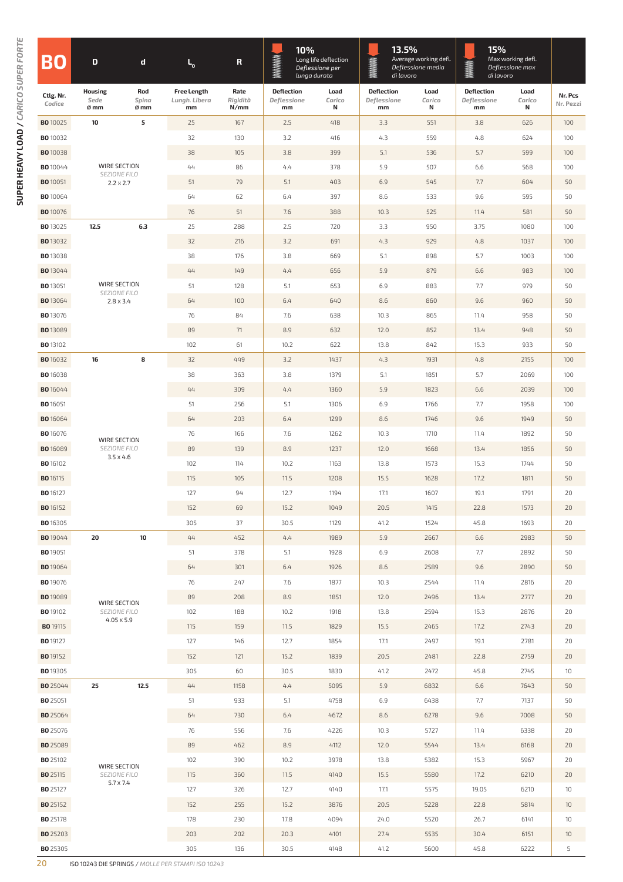# SUPER HEAVY LOAD / *CARICO SUPER FORTE*

| BO | D | d | $L_0$ | R | 10% Long life deflection *Deflessione per lunga durata* | | 13.5% Average working defl. *Deflessione media di lavoro* | | 15% Max working defl. *Deflessione max di lavoro* | | |
|---|---|---|---|---|---|---|---|---|---|---|---|
| Ctlg. Nr. *Codice* | Housing *Sede* Ø mm | Rod *Spina* Ø mm | Free Length *Lungh. Libera* mm | Rate *Rigidità* N/mm | Deflection *Deflessione* mm | Load *Carico* N | Deflection *Deflessione* mm | Load *Carico* N | Deflection *Deflessione* mm | Load *Carico* N | Nr. Pcs *Nr. Pezzi* |
| **BO** 10025 | 10 | 5 | 25 | 167 | 2.5 | 418 | 3.3 | 551 | 3.8 | 626 | 100 |
| **BO** 10032 | WIRE SECTION *SEZIONE FILO* 2.2 x 2.7 | | 32 | 130 | 3.2 | 416 | 4.3 | 559 | 4.8 | 624 | 100 |
| **BO** 10038 | | | 38 | 105 | 3.8 | 399 | 5.1 | 536 | 5.7 | 599 | 100 |
| **BO** 10044 | | | 44 | 86 | 4.4 | 378 | 5.9 | 507 | 6.6 | 568 | 100 |
| **BO** 10051 | | | 51 | 79 | 5.1 | 403 | 6.9 | 545 | 7.7 | 604 | 50 |
| **BO** 10064 | | | 64 | 62 | 6.4 | 397 | 8.6 | 533 | 9.6 | 595 | 50 |
| **BO** 10076 | | | 76 | 51 | 7.6 | 388 | 10.3 | 525 | 11.4 | 581 | 50 |
| **BO** 13025 | 12.5 | 6.3 | 25 | 288 | 2.5 | 720 | 3.3 | 950 | 3.75 | 1080 | 100 |
| **BO** 13032 | WIRE SECTION *SEZIONE FILO* 2.8 x 3.4 | | 32 | 216 | 3.2 | 691 | 4.3 | 929 | 4.8 | 1037 | 100 |
| **BO** 13038 | | | 38 | 176 | 3.8 | 669 | 5.1 | 898 | 5.7 | 1003 | 100 |
| **BO** 13044 | | | 44 | 149 | 4.4 | 656 | 5.9 | 879 | 6.6 | 983 | 100 |
| **BO** 13051 | | | 51 | 128 | 5.1 | 653 | 6.9 | 883 | 7.7 | 979 | 50 |
| **BO** 13064 | | | 64 | 100 | 6.4 | 640 | 8.6 | 860 | 9.6 | 960 | 50 |
| **BO** 13076 | | | 76 | 84 | 7.6 | 638 | 10.3 | 865 | 11.4 | 958 | 50 |
| **BO** 13089 | | | 89 | 71 | 8.9 | 632 | 12.0 | 852 | 13.4 | 948 | 50 |
| **BO** 13102 | | | 102 | 61 | 10.2 | 622 | 13.8 | 842 | 15.3 | 933 | 50 |
| **BO** 16032 | 16 | 8 | 32 | 449 | 3.2 | 1437 | 4.3 | 1931 | 4.8 | 2155 | 100 |
| **BO** 16038 | WIRE SECTION *SEZIONE FILO* 3.5 x 4.6 | | 38 | 363 | 3.8 | 1379 | 5.1 | 1851 | 5.7 | 2069 | 100 |
| **BO** 16044 | | | 44 | 309 | 4.4 | 1360 | 5.9 | 1823 | 6.6 | 2039 | 100 |
| **BO** 16051 | | | 51 | 256 | 5.1 | 1306 | 6.9 | 1766 | 7.7 | 1958 | 100 |
| **BO** 16064 | | | 64 | 203 | 6.4 | 1299 | 8.6 | 1746 | 9.6 | 1949 | 50 |
| **BO** 16076 | | | 76 | 166 | 7.6 | 1262 | 10.3 | 1710 | 11.4 | 1892 | 50 |
| **BO** 16089 | | | 89 | 139 | 8.9 | 1237 | 12.0 | 1668 | 13.4 | 1856 | 50 |
| **BO** 16102 | | | 102 | 114 | 10.2 | 1163 | 13.8 | 1573 | 15.3 | 1744 | 50 |
| **BO** 16115 | | | 115 | 105 | 11.5 | 1208 | 15.5 | 1628 | 17.2 | 1811 | 50 |
| **BO** 16127 | | | 127 | 94 | 12.7 | 1194 | 17.1 | 1607 | 19.1 | 1791 | 20 |
| **BO** 16152 | | | 152 | 69 | 15.2 | 1049 | 20.5 | 1415 | 22.8 | 1573 | 20 |
| **BO** 16305 | | | 305 | 37 | 30.5 | 1129 | 41.2 | 1524 | 45.8 | 1693 | 20 |
| **BO** 19044 | 20 | 10 | 44 | 452 | 4.4 | 1989 | 5.9 | 2667 | 6.6 | 2983 | 50 |
| **BO** 19051 | WIRE SECTION *SEZIONE FILO* 4.05 x 5.9 | | 51 | 378 | 5.1 | 1928 | 6.9 | 2608 | 7.7 | 2892 | 50 |
| **BO** 19064 | | | 64 | 301 | 6.4 | 1926 | 8.6 | 2589 | 9.6 | 2890 | 50 |
| **BO** 19076 | | | 76 | 247 | 7.6 | 1877 | 10.3 | 2544 | 11.4 | 2816 | 20 |
| **BO** 19089 | | | 89 | 208 | 8.9 | 1851 | 12.0 | 2496 | 13.4 | 2777 | 20 |
| **BO** 19102 | | | 102 | 188 | 10.2 | 1918 | 13.8 | 2594 | 15.3 | 2876 | 20 |
| **BO** 19115 | | | 115 | 159 | 11.5 | 1829 | 15.5 | 2465 | 17.2 | 2743 | 20 |
| **BO** 19127 | | | 127 | 146 | 12.7 | 1854 | 17.1 | 2497 | 19.1 | 2781 | 20 |
| **BO** 19152 | | | 152 | 121 | 15.2 | 1839 | 20.5 | 2481 | 22.8 | 2759 | 20 |
| **BO** 19305 | | | 305 | 60 | 30.5 | 1830 | 41.2 | 2472 | 45.8 | 2745 | 10 |
| **BO** 25044 | 25 | 12.5 | 44 | 1158 | 4.4 | 5095 | 5.9 | 6832 | 6.6 | 7643 | 50 |
| **BO** 25051 | WIRE SECTION *SEZIONE FILO* 5.7 x 7.4 | | 51 | 933 | 5.1 | 4758 | 6.9 | 6438 | 7.7 | 7137 | 50 |
| **BO** 25064 | | | 64 | 730 | 6.4 | 4672 | 8.6 | 6278 | 9.6 | 7008 | 50 |
| **BO** 25076 | | | 76 | 556 | 7.6 | 4226 | 10.3 | 5727 | 11.4 | 6338 | 20 |
| **BO** 25089 | | | 89 | 462 | 8.9 | 4112 | 12.0 | 5544 | 13.4 | 6168 | 20 |
| **BO** 25102 | | | 102 | 390 | 10.2 | 3978 | 13.8 | 5382 | 15.3 | 5967 | 20 |
| **BO** 25115 | | | 115 | 360 | 11.5 | 4140 | 15.5 | 5580 | 17.2 | 6210 | 20 |
| **BO** 25127 | | | 127 | 326 | 12.7 | 4140 | 17.1 | 5575 | 19.05 | 6210 | 10 |
| **BO** 25152 | | | 152 | 255 | 15.2 | 3876 | 20.5 | 5228 | 22.8 | 5814 | 10 |
| **BO** 25178 | | | 178 | 230 | 17.8 | 4094 | 24.0 | 5520 | 26.7 | 6141 | 10 |
| **BO** 25203 | | | 203 | 202 | 20.3 | 4101 | 27.4 | 5535 | 30.4 | 6151 | 10 |
| **BO** 25305 | | | 305 | 136 | 30.5 | 4148 | 41.2 | 5600 | 45.8 | 6222 | 5 |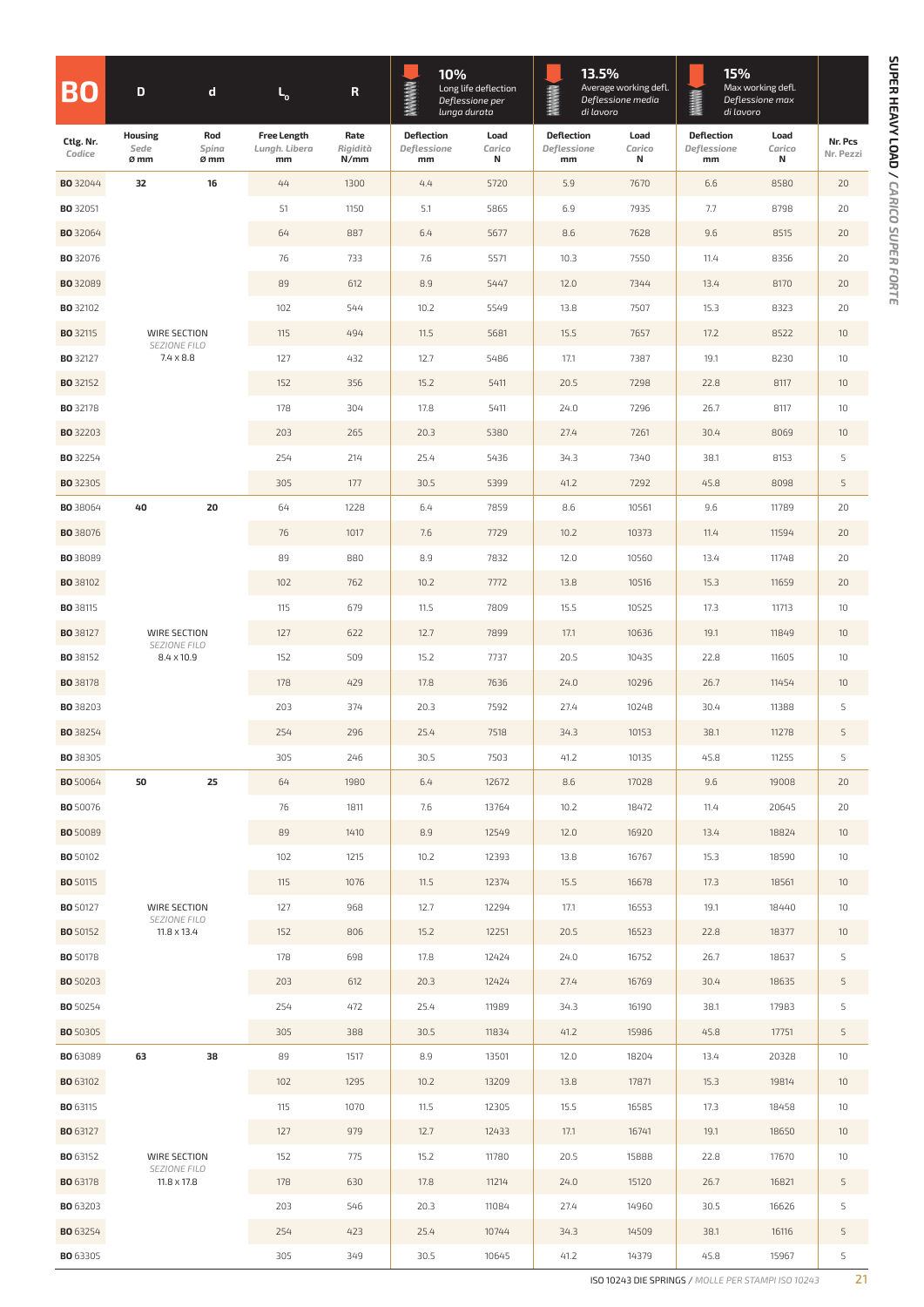| BO | D | d | $L_0$ | R | 10% Long life deflection *Deflessione per lunga durata* | | 13.5% Average working defl. *Deflessione media di lavoro* | | 15% Max working defl. *Deflessione max di lavoro* | | |
|---|---|---|---|---|---|---|---|---|---|---|---|
| Ctlg. Nr. *Codice* | Housing *Sede* ø mm | Rod *Spina* ø mm | Free Length *Lungh. Libera* mm | Rate *Rigidità* N/mm | Deflection *Deflessione* mm | Load *Carico* N | Deflection *Deflessione* mm | Load *Carico* N | Deflection *Deflessione* mm | Load *Carico* N | Nr. Pcs *Nr. Pezzi* |
| **BO** 32044 | **32** | **16** | 44 | 1300 | 4.4 | 5720 | 5.9 | 7670 | 6.6 | 8580 | 20 |
| **BO** 32051 | | | 51 | 1150 | 5.1 | 5865 | 6.9 | 7935 | 7.7 | 8798 | 20 |
| **BO** 32064 | | | 64 | 887 | 6.4 | 5677 | 8.6 | 7628 | 9.6 | 8515 | 20 |
| **BO** 32076 | | | 76 | 733 | 7.6 | 5571 | 10.3 | 7550 | 11.4 | 8356 | 20 |
| **BO** 32089 | | | 89 | 612 | 8.9 | 5447 | 12.0 | 7344 | 13.4 | 8170 | 20 |
| **BO** 32102 | | | 102 | 544 | 10.2 | 5549 | 13.8 | 7507 | 15.3 | 8323 | 20 |
| **BO** 32115 | WIRE SECTION *SEZIONE FILO* 7.4 x 8.8 | | 115 | 494 | 11.5 | 5681 | 15.5 | 7657 | 17.2 | 8522 | 10 |
| **BO** 32127 | | | 127 | 432 | 12.7 | 5486 | 17.1 | 7387 | 19.1 | 8230 | 10 |
| **BO** 32152 | | | 152 | 356 | 15.2 | 5411 | 20.5 | 7298 | 22.8 | 8117 | 10 |
| **BO** 32178 | | | 178 | 304 | 17.8 | 5411 | 24.0 | 7296 | 26.7 | 8117 | 10 |
| **BO** 32203 | | | 203 | 265 | 20.3 | 5380 | 27.4 | 7261 | 30.4 | 8069 | 10 |
| **BO** 32254 | | | 254 | 214 | 25.4 | 5436 | 34.3 | 7340 | 38.1 | 8153 | 5 |
| **BO** 32305 | | | 305 | 177 | 30.5 | 5399 | 41.2 | 7292 | 45.8 | 8098 | 5 |
| **BO** 38064 | **40** | **20** | 64 | 1228 | 6.4 | 7859 | 8.6 | 10561 | 9.6 | 11789 | 20 |
| **BO** 38076 | | | 76 | 1017 | 7.6 | 7729 | 10.2 | 10373 | 11.4 | 11594 | 20 |
| **BO** 38089 | | | 89 | 880 | 8.9 | 7832 | 12.0 | 10560 | 13.4 | 11748 | 20 |
| **BO** 38102 | | | 102 | 762 | 10.2 | 7772 | 13.8 | 10516 | 15.3 | 11659 | 20 |
| **BO** 38115 | | | 115 | 679 | 11.5 | 7809 | 15.5 | 10525 | 17.3 | 11713 | 10 |
| **BO** 38127 | WIRE SECTION *SEZIONE FILO* 8.4 x 10.9 | | 127 | 622 | 12.7 | 7899 | 17.1 | 10636 | 19.1 | 11849 | 10 |
| **BO** 38152 | | | 152 | 509 | 15.2 | 7737 | 20.5 | 10435 | 22.8 | 11605 | 10 |
| **BO** 38178 | | | 178 | 429 | 17.8 | 7636 | 24.0 | 10296 | 26.7 | 11454 | 10 |
| **BO** 38203 | | | 203 | 374 | 20.3 | 7592 | 27.4 | 10248 | 30.4 | 11388 | 5 |
| **BO** 38254 | | | 254 | 296 | 25.4 | 7518 | 34.3 | 10153 | 38.1 | 11278 | 5 |
| **BO** 38305 | | | 305 | 246 | 30.5 | 7503 | 41.2 | 10135 | 45.8 | 11255 | 5 |
| **BO** 50064 | **50** | **25** | 64 | 1980 | 6.4 | 12672 | 8.6 | 17028 | 9.6 | 19008 | 20 |
| **BO** 50076 | | | 76 | 1811 | 7.6 | 13764 | 10.2 | 18472 | 11.4 | 20645 | 20 |
| **BO** 50089 | | | 89 | 1410 | 8.9 | 12549 | 12.0 | 16920 | 13.4 | 18824 | 10 |
| **BO** 50102 | | | 102 | 1215 | 10.2 | 12393 | 13.8 | 16767 | 15.3 | 18590 | 10 |
| **BO** 50115 | | | 115 | 1076 | 11.5 | 12374 | 15.5 | 16678 | 17.3 | 18561 | 10 |
| **BO** 50127 | WIRE SECTION *SEZIONE FILO* 11.8 x 13.4 | | 127 | 968 | 12.7 | 12294 | 17.1 | 16553 | 19.1 | 18440 | 10 |
| **BO** 50152 | | | 152 | 806 | 15.2 | 12251 | 20.5 | 16523 | 22.8 | 18377 | 10 |
| **BO** 50178 | | | 178 | 698 | 17.8 | 12424 | 24.0 | 16752 | 26.7 | 18637 | 5 |
| **BO** 50203 | | | 203 | 612 | 20.3 | 12424 | 27.4 | 16769 | 30.4 | 18635 | 5 |
| **BO** 50254 | | | 254 | 472 | 25.4 | 11989 | 34.3 | 16190 | 38.1 | 17983 | 5 |
| **BO** 50305 | | | 305 | 388 | 30.5 | 11834 | 41.2 | 15986 | 45.8 | 17751 | 5 |
| **BO** 63089 | **63** | **38** | 89 | 1517 | 8.9 | 13501 | 12.0 | 18204 | 13.4 | 20328 | 10 |
| **BO** 63102 | | | 102 | 1295 | 10.2 | 13209 | 13.8 | 17871 | 15.3 | 19814 | 10 |
| **BO** 63115 | | | 115 | 1070 | 11.5 | 12305 | 15.5 | 16585 | 17.3 | 18458 | 10 |
| **BO** 63127 | | | 127 | 979 | 12.7 | 12433 | 17.1 | 16741 | 19.1 | 18650 | 10 |
| **BO** 63152 | WIRE SECTION *SEZIONE FILO* 11.8 x 17.8 | | 152 | 775 | 15.2 | 11780 | 20.5 | 15888 | 22.8 | 17670 | 10 |
| **BO** 63178 | | | 178 | 630 | 17.8 | 11214 | 24.0 | 15120 | 26.7 | 16821 | 5 |
| **BO** 63203 | | | 203 | 546 | 20.3 | 11084 | 27.4 | 14960 | 30.5 | 16626 | 5 |
| **BO** 63254 | | | 254 | 423 | 25.4 | 10744 | 34.3 | 14509 | 38.1 | 16116 | 5 |
| **BO** 63305 | | | 305 | 349 | 30.5 | 10645 | 41.2 | 14379 | 45.8 | 15967 | 5 |